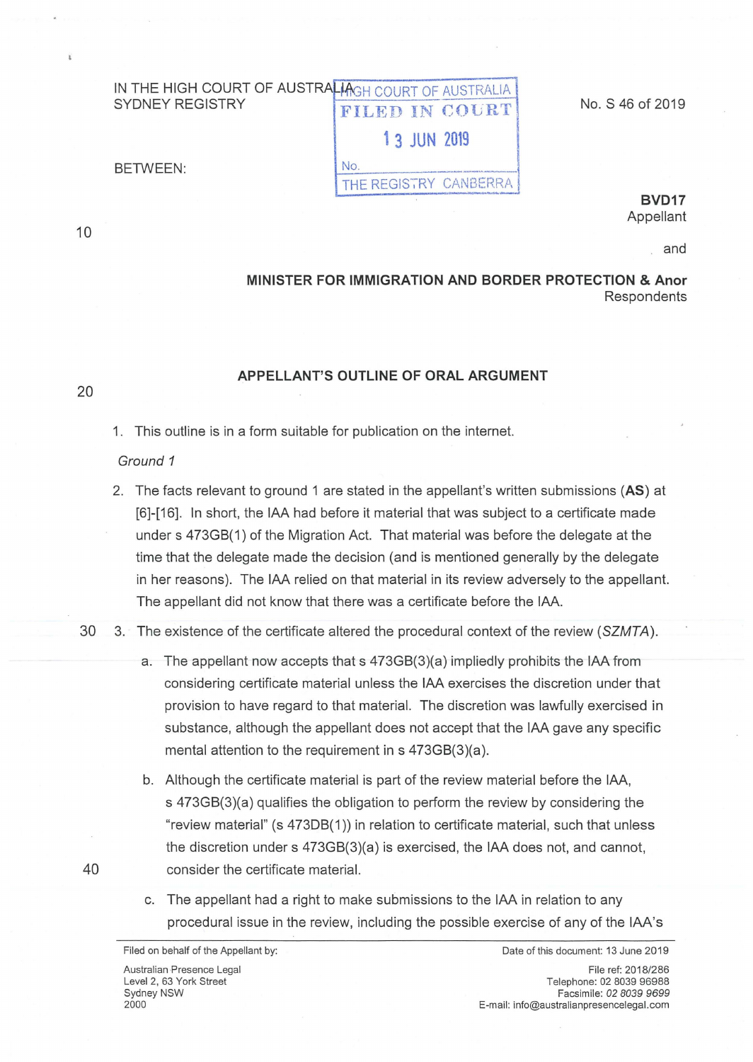IN THE HIGH COURT OF AUSTRALIA
SYDNEY REGISTRY

HIGH COURT OF AUSTRALIA
FILED IN COURT
13 JUN 2019
No.
THE REGISTRY CANBERRA

No. S 46 of 2019

BETWEEN:

**BVD17**
Appellant

and

**MINISTER FOR IMMIGRATION AND BORDER PROTECTION & Anor**
Respondents

**APPELLANT'S OUTLINE OF ORAL ARGUMENT**

1. This outline is in a form suitable for publication on the internet.

*Ground 1*

2. The facts relevant to ground 1 are stated in the appellant's written submissions (**AS**) at [6]-[16]. In short, the IAA had before it material that was subject to a certificate made under s 473GB(1) of the Migration Act. That material was before the delegate at the time that the delegate made the decision (and is mentioned generally by the delegate in her reasons). The IAA relied on that material in its review adversely to the appellant. The appellant did not know that there was a certificate before the IAA.

3. The existence of the certificate altered the procedural context of the review (*SZMTA*).

   a. The appellant now accepts that s 473GB(3)(a) impliedly prohibits the IAA from considering certificate material unless the IAA exercises the discretion under that provision to have regard to that material. The discretion was lawfully exercised in substance, although the appellant does not accept that the IAA gave any specific mental attention to the requirement in s 473GB(3)(a).

   b. Although the certificate material is part of the review material before the IAA, s 473GB(3)(a) qualifies the obligation to perform the review by considering the "review material" (s 473DB(1)) in relation to certificate material, such that unless the discretion under s 473GB(3)(a) is exercised, the IAA does not, and cannot, consider the certificate material.

   c. The appellant had a right to make submissions to the IAA in relation to any procedural issue in the review, including the possible exercise of any of the IAA's

Filed on behalf of the Appellant by:
Australian Presence Legal
Level 2, 63 York Street
Sydney NSW
2000

Date of this document: 13 June 2019
File ref: 2018/286
Telephone: 02 8039 96988
Facsimile: 02 8039 9699
E-mail: info@australianpresencelegal.com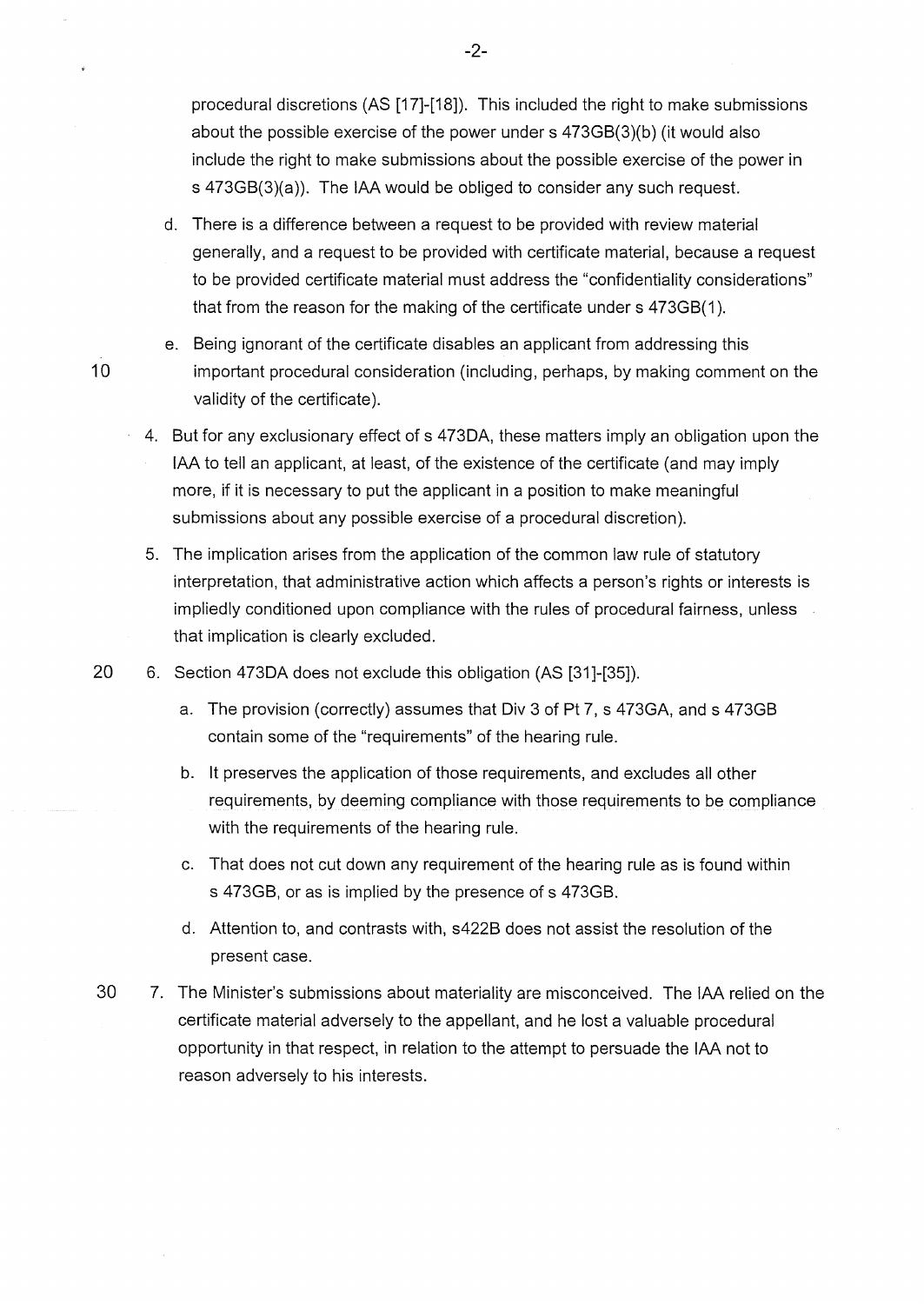procedural discretions (AS [17]-[18]). This included the right to make submissions about the possible exercise of the power under s 473GB(3)(b) (it would also include the right to make submissions about the possible exercise of the power in s 473GB(3)(a)). The IAA would be obliged to consider any such request.

d. There is a difference between a request to be provided with review material generally, and a request to be provided with certificate material, because a request to be provided certificate material must address the "confidentiality considerations" that from the reason for the making of the certificate under s 473GB(1).

e. Being ignorant of the certificate disables an applicant from addressing this important procedural consideration (including, perhaps, by making comment on the validity of the certificate).

4. But for any exclusionary effect of s 473DA, these matters imply an obligation upon the IAA to tell an applicant, at least, of the existence of the certificate (and may imply more, if it is necessary to put the applicant in a position to make meaningful submissions about any possible exercise of a procedural discretion).

5. The implication arises from the application of the common law rule of statutory interpretation, that administrative action which affects a person's rights or interests is impliedly conditioned upon compliance with the rules of procedural fairness, unless that implication is clearly excluded.

6. Section 473DA does not exclude this obligation (AS [31]-[35]).

   a. The provision (correctly) assumes that Div 3 of Pt 7, s 473GA, and s 473GB contain some of the "requirements" of the hearing rule.

   b. It preserves the application of those requirements, and excludes all other requirements, by deeming compliance with those requirements to be compliance with the requirements of the hearing rule.

   c. That does not cut down any requirement of the hearing rule as is found within s 473GB, or as is implied by the presence of s 473GB.

   d. Attention to, and contrasts with, s422B does not assist the resolution of the present case.

7. The Minister's submissions about materiality are misconceived. The IAA relied on the certificate material adversely to the appellant, and he lost a valuable procedural opportunity in that respect, in relation to the attempt to persuade the IAA not to reason adversely to his interests.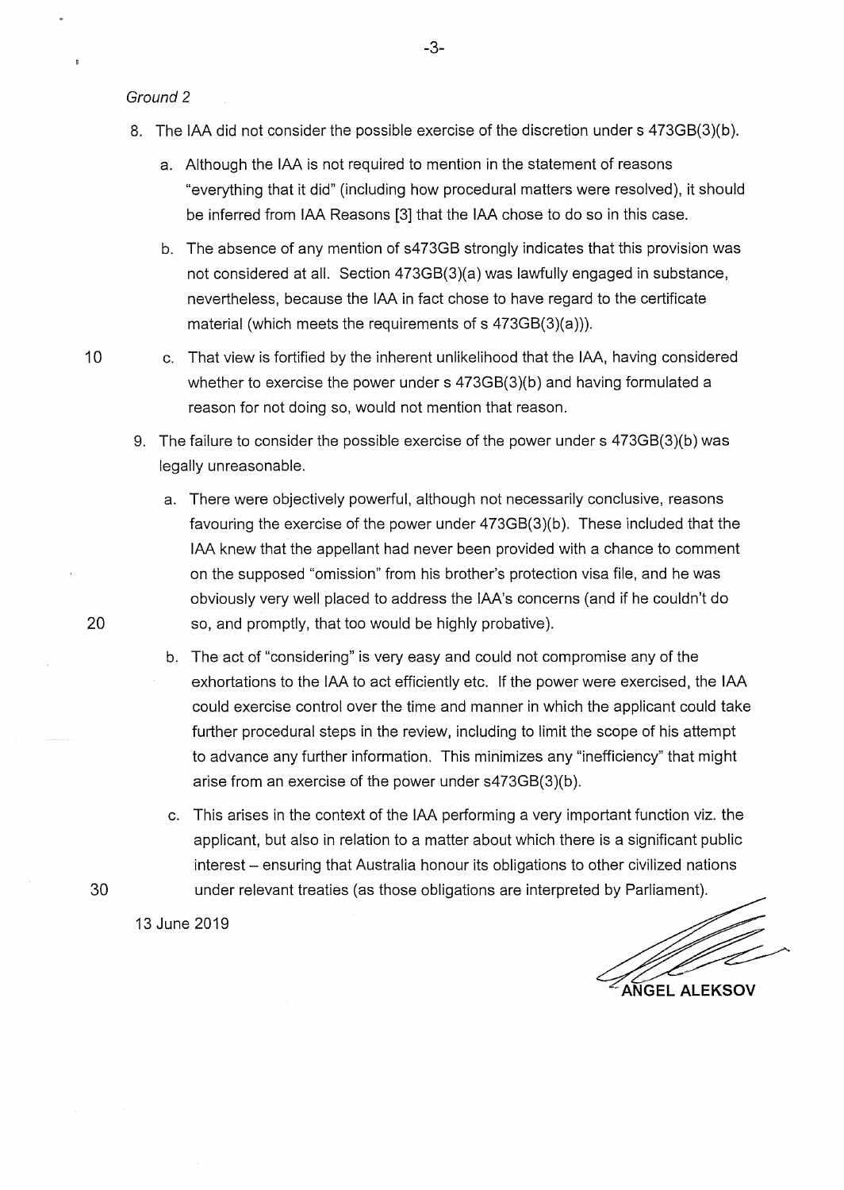*Ground 2*

8. The IAA did not consider the possible exercise of the discretion under s 473GB(3)(b).

   a. Although the IAA is not required to mention in the statement of reasons "everything that it did" (including how procedural matters were resolved), it should be inferred from IAA Reasons [3] that the IAA chose to do so in this case.

   b. The absence of any mention of s473GB strongly indicates that this provision was not considered at all. Section 473GB(3)(a) was lawfully engaged in substance, nevertheless, because the IAA in fact chose to have regard to the certificate material (which meets the requirements of s 473GB(3)(a))).

   c. That view is fortified by the inherent unlikelihood that the IAA, having considered whether to exercise the power under s 473GB(3)(b) and having formulated a reason for not doing so, would not mention that reason.

9. The failure to consider the possible exercise of the power under s 473GB(3)(b) was legally unreasonable.

   a. There were objectively powerful, although not necessarily conclusive, reasons favouring the exercise of the power under 473GB(3)(b). These included that the IAA knew that the appellant had never been provided with a chance to comment on the supposed "omission" from his brother's protection visa file, and he was obviously very well placed to address the IAA's concerns (and if he couldn't do so, and promptly, that too would be highly probative).

   b. The act of "considering" is very easy and could not compromise any of the exhortations to the IAA to act efficiently etc. If the power were exercised, the IAA could exercise control over the time and manner in which the applicant could take further procedural steps in the review, including to limit the scope of his attempt to advance any further information. This minimizes any "inefficiency" that might arise from an exercise of the power under s473GB(3)(b).

   c. This arises in the context of the IAA performing a very important function viz. the applicant, but also in relation to a matter about which there is a significant public interest – ensuring that Australia honour its obligations to other civilized nations under relevant treaties (as those obligations are interpreted by Parliament).

13 June 2019

ANGEL ALEKSOV